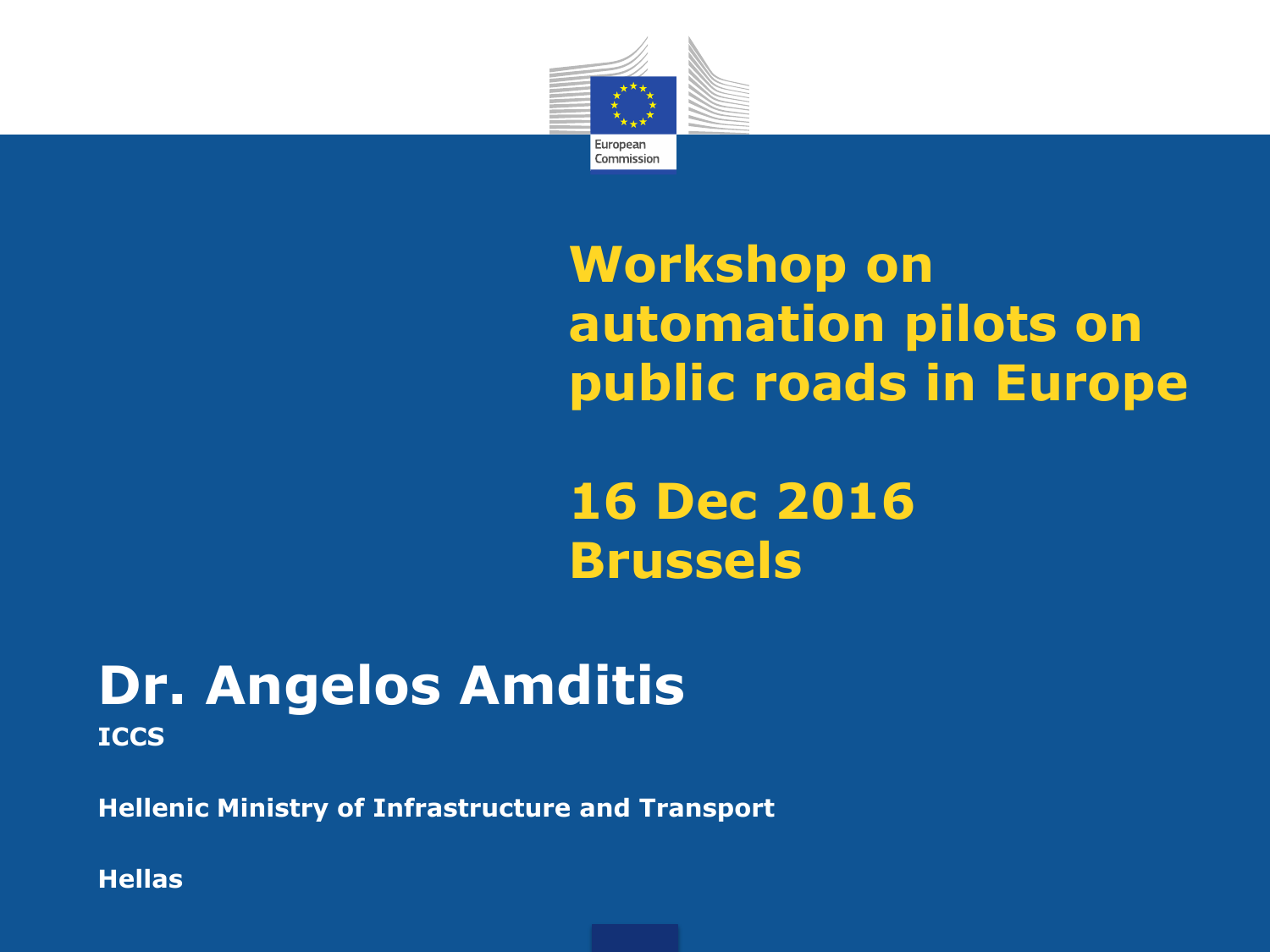European Commission

# Workshop on automation pilots on public roads in Europe

## 16 Dec 2016 Brussels

## Dr. Angelos Amditis

**ICCS**

**Hellenic Ministry of Infrastructure and Transport**

**Hellas**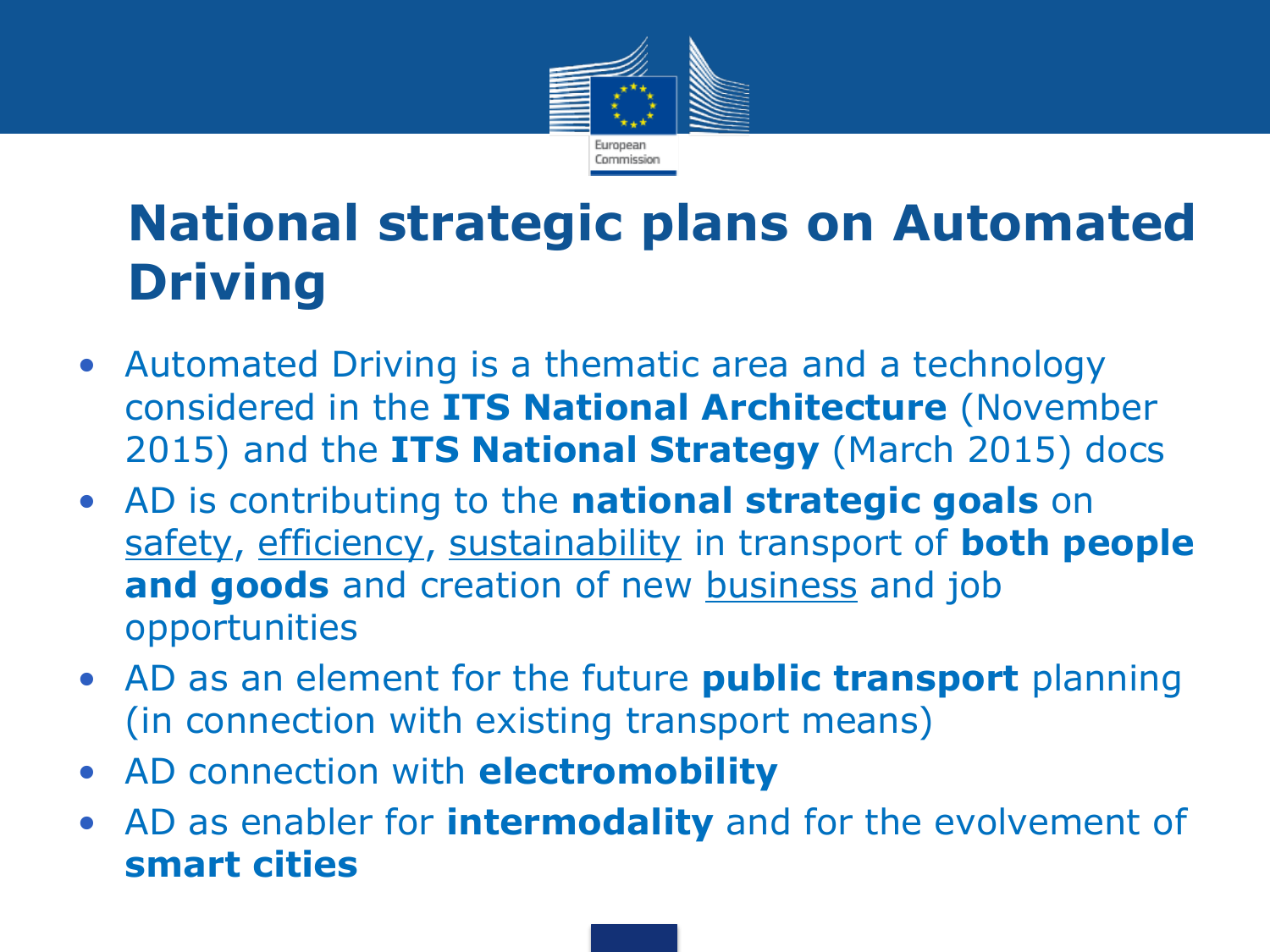# National strategic plans on Automated Driving

- Automated Driving is a thematic area and a technology considered in the **ITS National Architecture** (November 2015) and the **ITS National Strategy** (March 2015) docs
- AD is contributing to the **national strategic goals** on safety, efficiency, sustainability in transport of **both people and goods** and creation of new business and job opportunities
- AD as an element for the future **public transport** planning (in connection with existing transport means)
- AD connection with **electromobility**
- AD as enabler for **intermodality** and for the evolvement of **smart cities**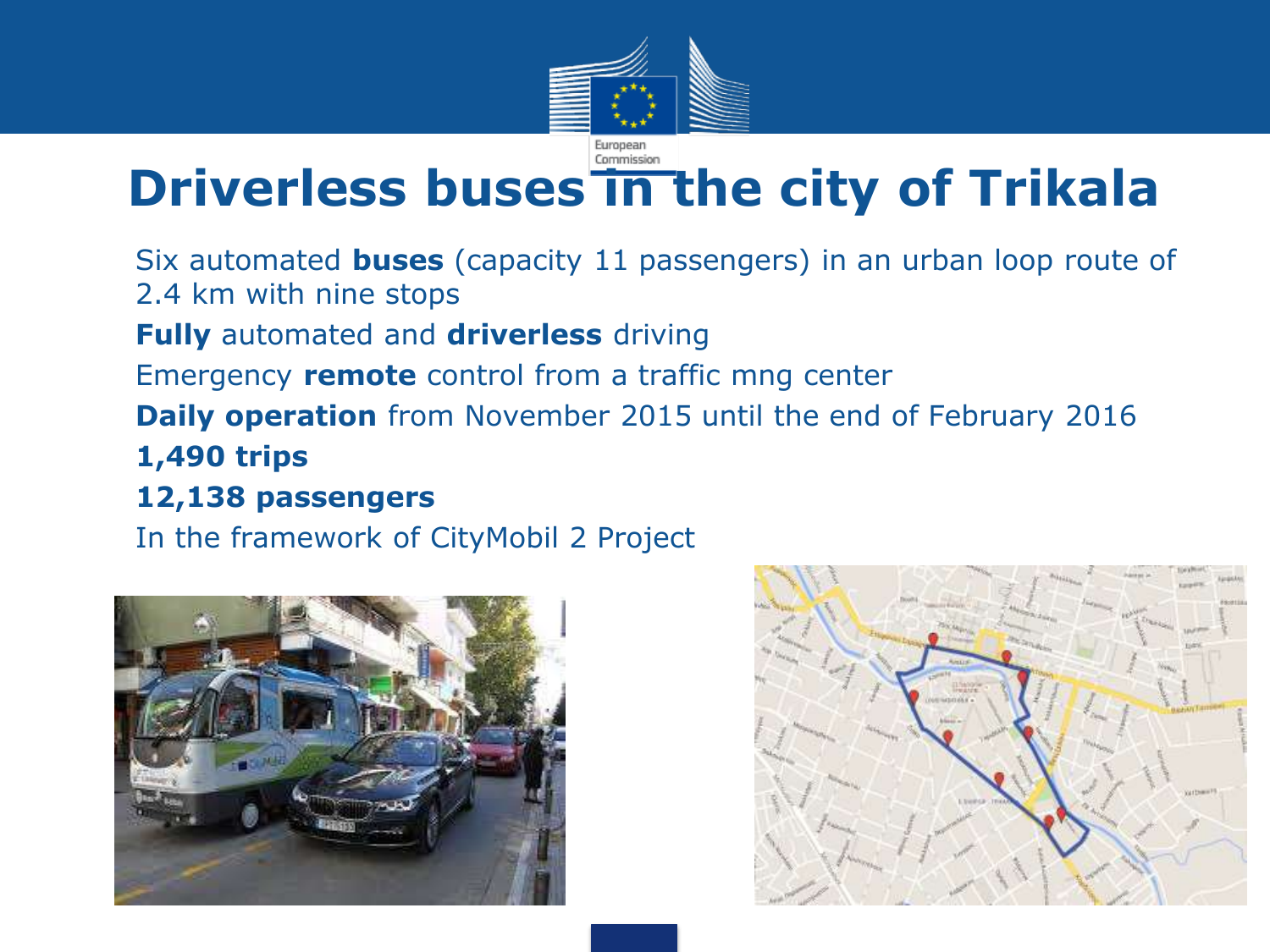# Driverless buses in the city of Trikala

- Six automated **buses** (capacity 11 passengers) in an urban loop route of 2.4 km with nine stops
- **Fully** automated and **driverless** driving
- Emergency **remote** control from a traffic mng center
- **Daily operation** from November 2015 until the end of February 2016
- **1,490 trips**
- **12,138 passengers**
- In the framework of CityMobil 2 Project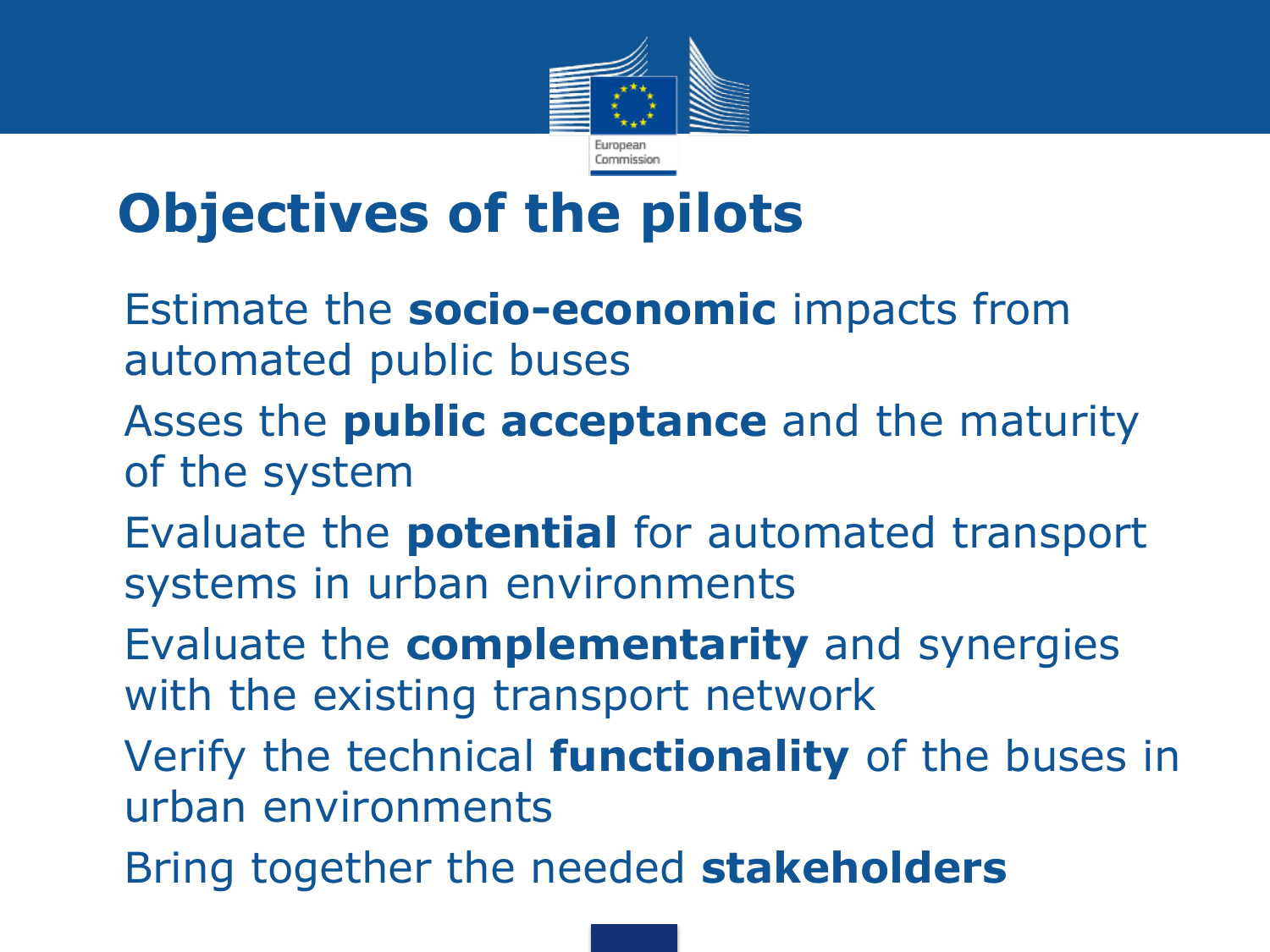# Objectives of the pilots

- Estimate the **socio-economic** impacts from automated public buses
- Asses the **public acceptance** and the maturity of the system
- Evaluate the **potential** for automated transport systems in urban environments
- Evaluate the **complementarity** and synergies with the existing transport network
- Verify the technical **functionality** of the buses in urban environments
- Bring together the needed **stakeholders**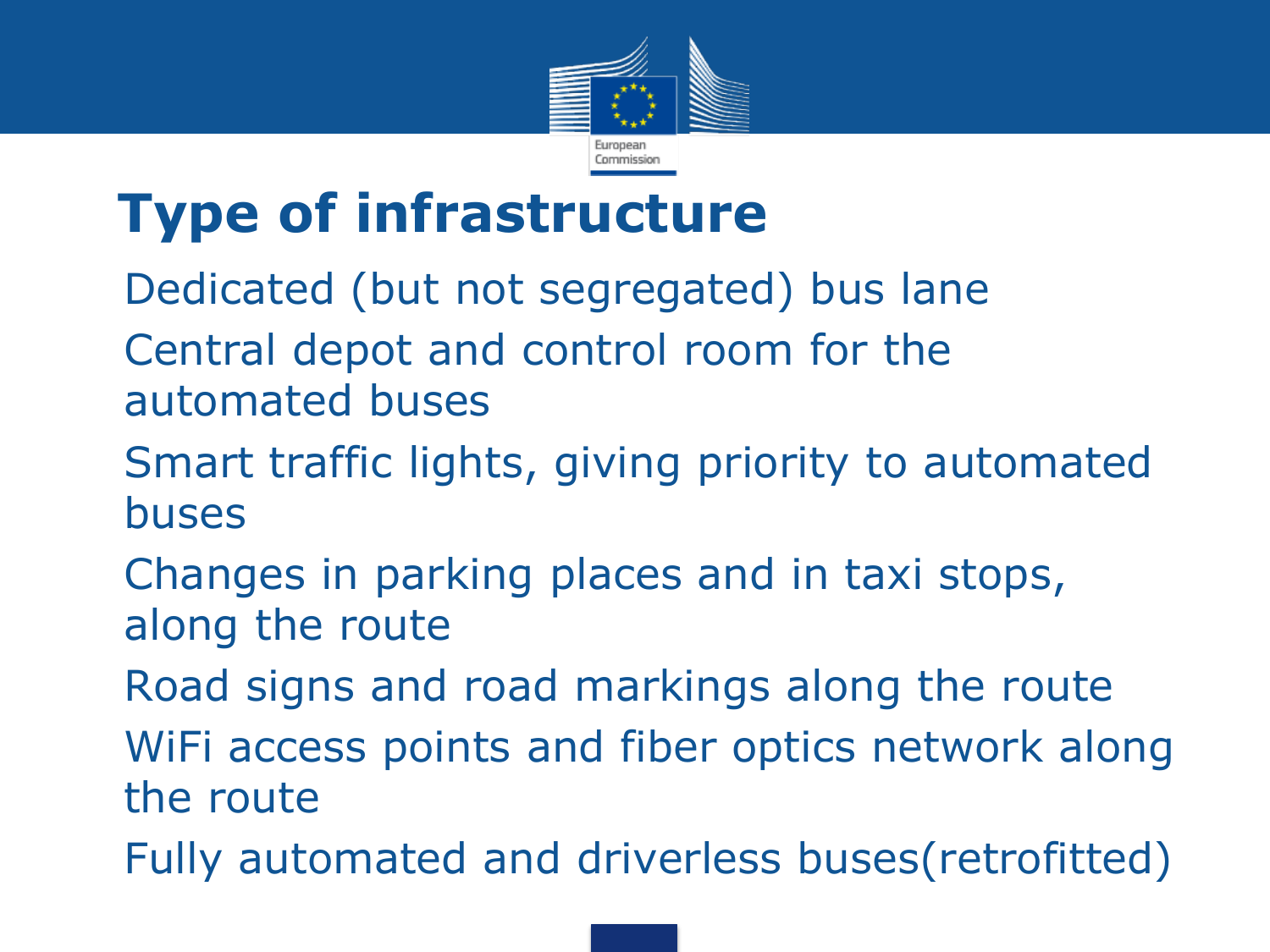# Type of infrastructure

- Dedicated (but not segregated) bus lane
- Central depot and control room for the automated buses
- Smart traffic lights, giving priority to automated buses
- Changes in parking places and in taxi stops, along the route
- Road signs and road markings along the route
- WiFi access points and fiber optics network along the route
- Fully automated and driverless buses(retrofitted)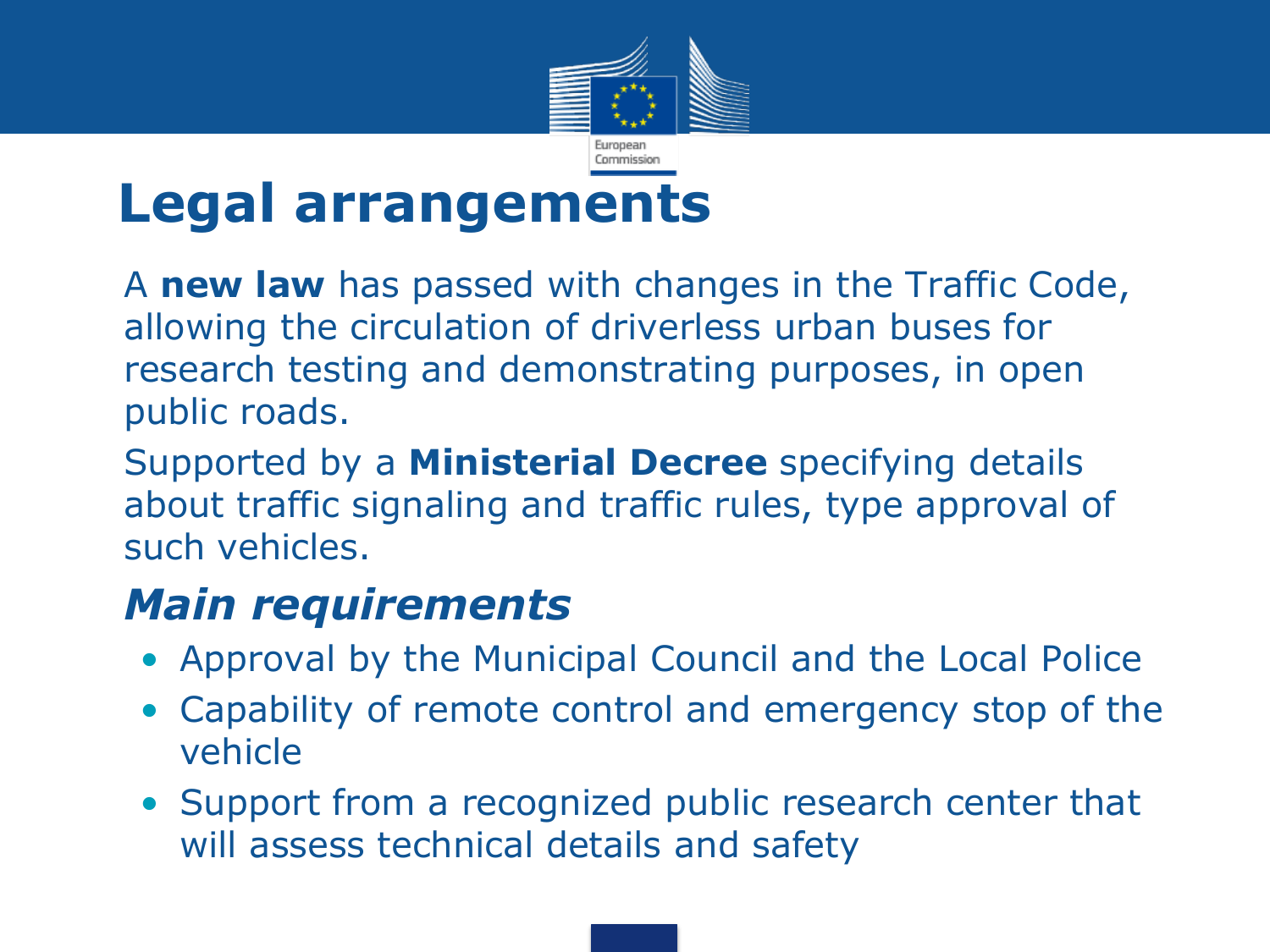# Legal arrangements

A **new law** has passed with changes in the Traffic Code, allowing the circulation of driverless urban buses for research testing and demonstrating purposes, in open public roads.

Supported by a **Ministerial Decree** specifying details about traffic signaling and traffic rules, type approval of such vehicles.

## *Main requirements*

- Approval by the Municipal Council and the Local Police
- Capability of remote control and emergency stop of the vehicle
- Support from a recognized public research center that will assess technical details and safety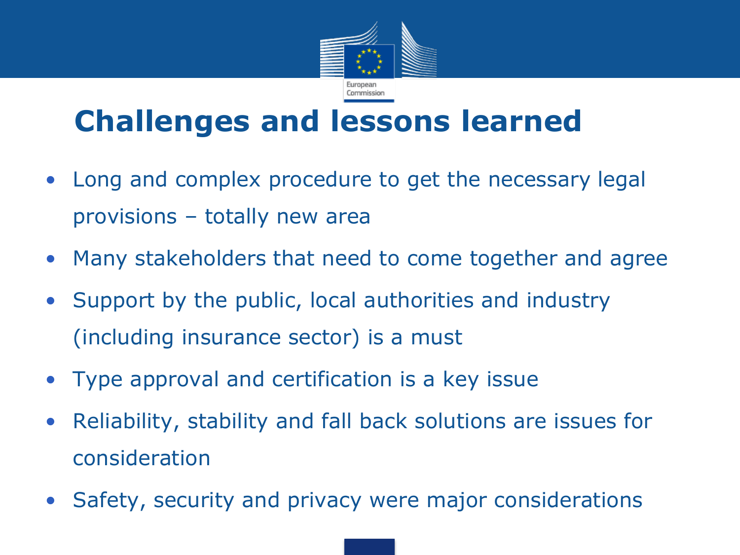# Challenges and lessons learned

- Long and complex procedure to get the necessary legal provisions – totally new area
- Many stakeholders that need to come together and agree
- Support by the public, local authorities and industry (including insurance sector) is a must
- Type approval and certification is a key issue
- Reliability, stability and fall back solutions are issues for consideration
- Safety, security and privacy were major considerations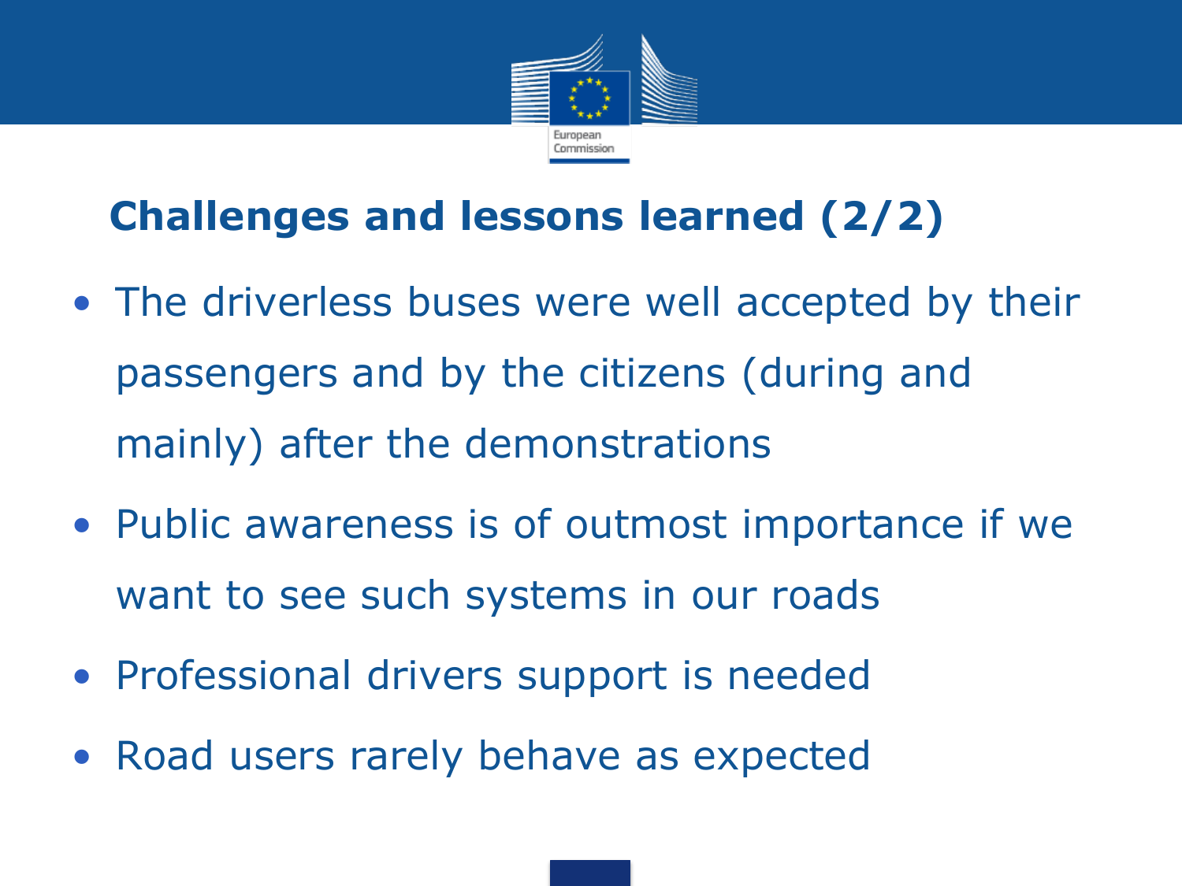## Challenges and lessons learned (2/2)

- The driverless buses were well accepted by their passengers and by the citizens (during and mainly) after the demonstrations
- Public awareness is of outmost importance if we want to see such systems in our roads
- Professional drivers support is needed
- Road users rarely behave as expected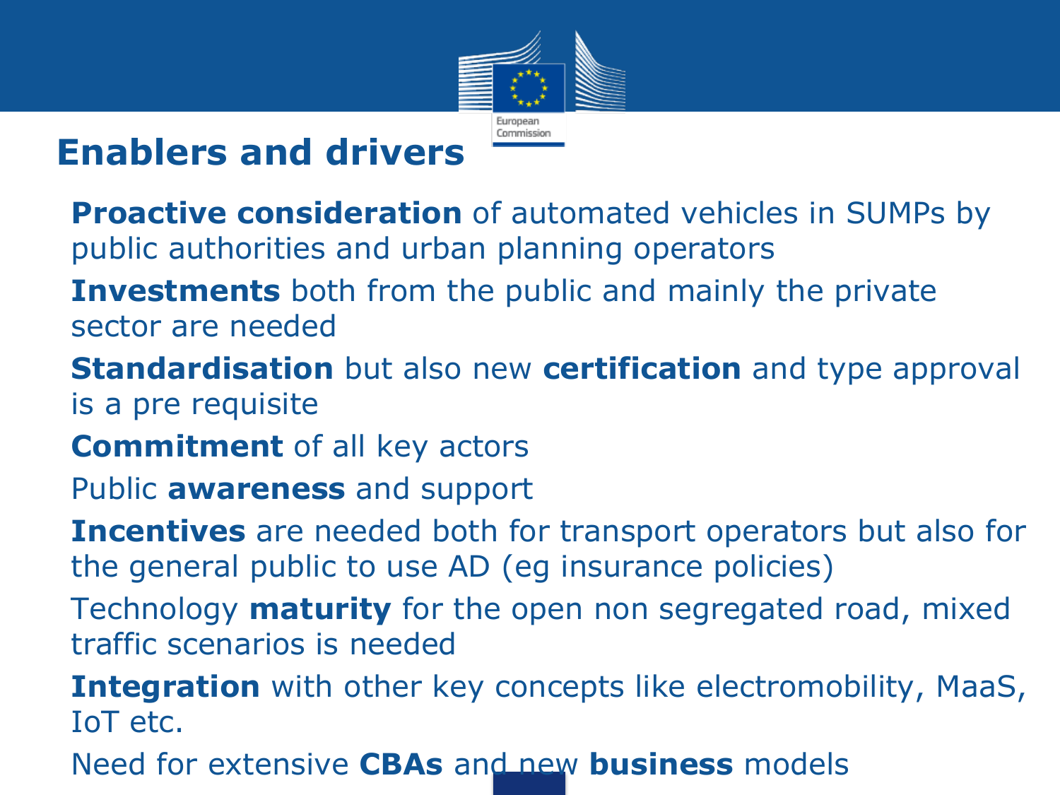# Enablers and drivers

- **Proactive consideration** of automated vehicles in SUMPs by public authorities and urban planning operators
- **Investments** both from the public and mainly the private sector are needed
- **Standardisation** but also new **certification** and type approval is a pre requisite
- **Commitment** of all key actors
- Public **awareness** and support
- **Incentives** are needed both for transport operators but also for the general public to use AD (eg insurance policies)
- Technology **maturity** for the open non segregated road, mixed traffic scenarios is needed
- **Integration** with other key concepts like electromobility, MaaS, IoT etc.
- Need for extensive **CBAs** and new **business** models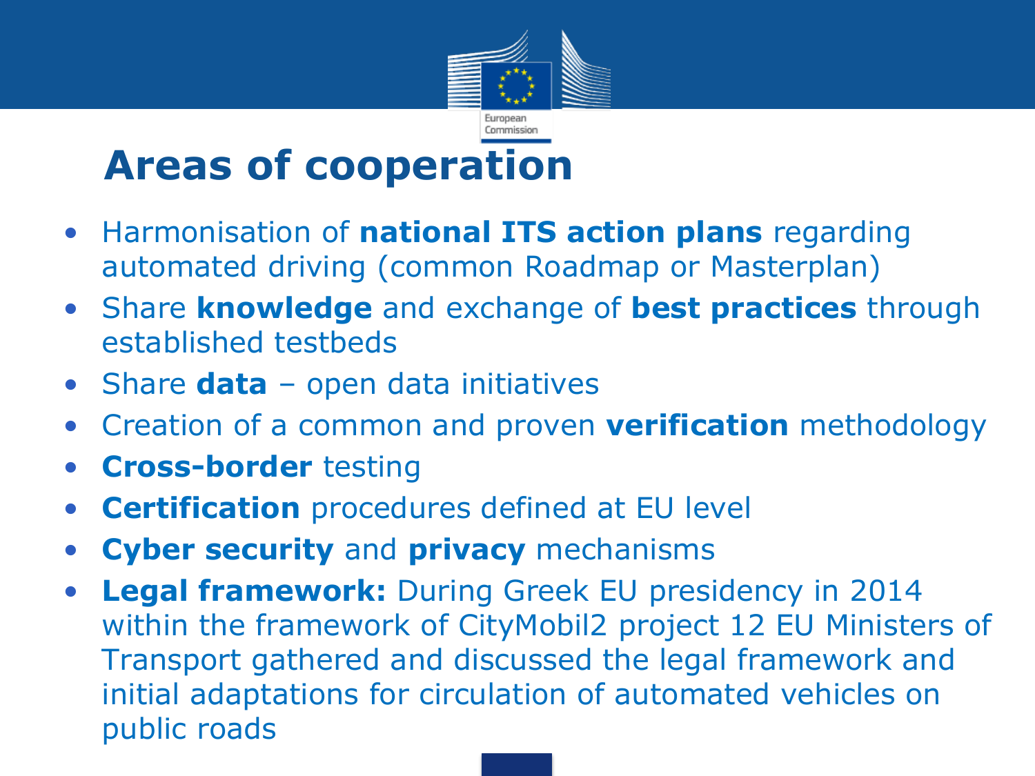# Areas of cooperation

- Harmonisation of **national ITS action plans** regarding automated driving (common Roadmap or Masterplan)
- Share **knowledge** and exchange of **best practices** through established testbeds
- Share **data** – open data initiatives
- Creation of a common and proven **verification** methodology
- **Cross-border** testing
- **Certification** procedures defined at EU level
- **Cyber security** and **privacy** mechanisms
- **Legal framework:** During Greek EU presidency in 2014 within the framework of CityMobil2 project 12 EU Ministers of Transport gathered and discussed the legal framework and initial adaptations for circulation of automated vehicles on public roads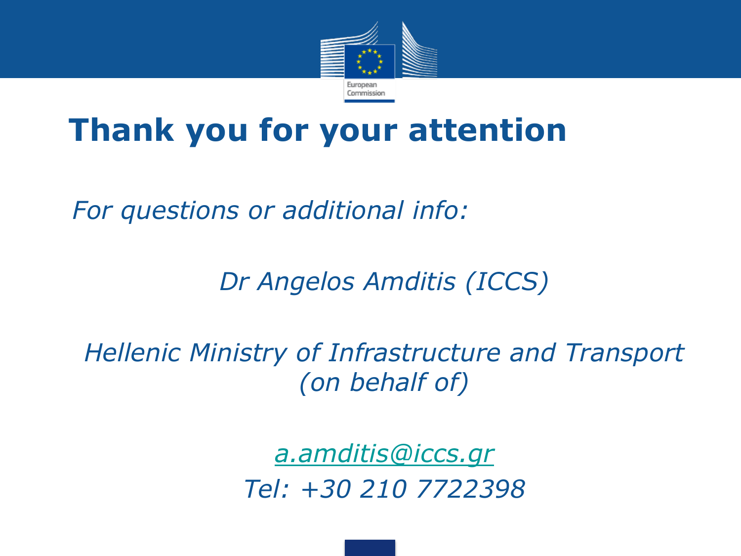# Thank you for your attention

*For questions or additional info:*

*Dr Angelos Amditis (ICCS)*

*Hellenic Ministry of Infrastructure and Transport (on behalf of)*

*a.amditis@iccs.gr*

*Tel: +30 210 7722398*